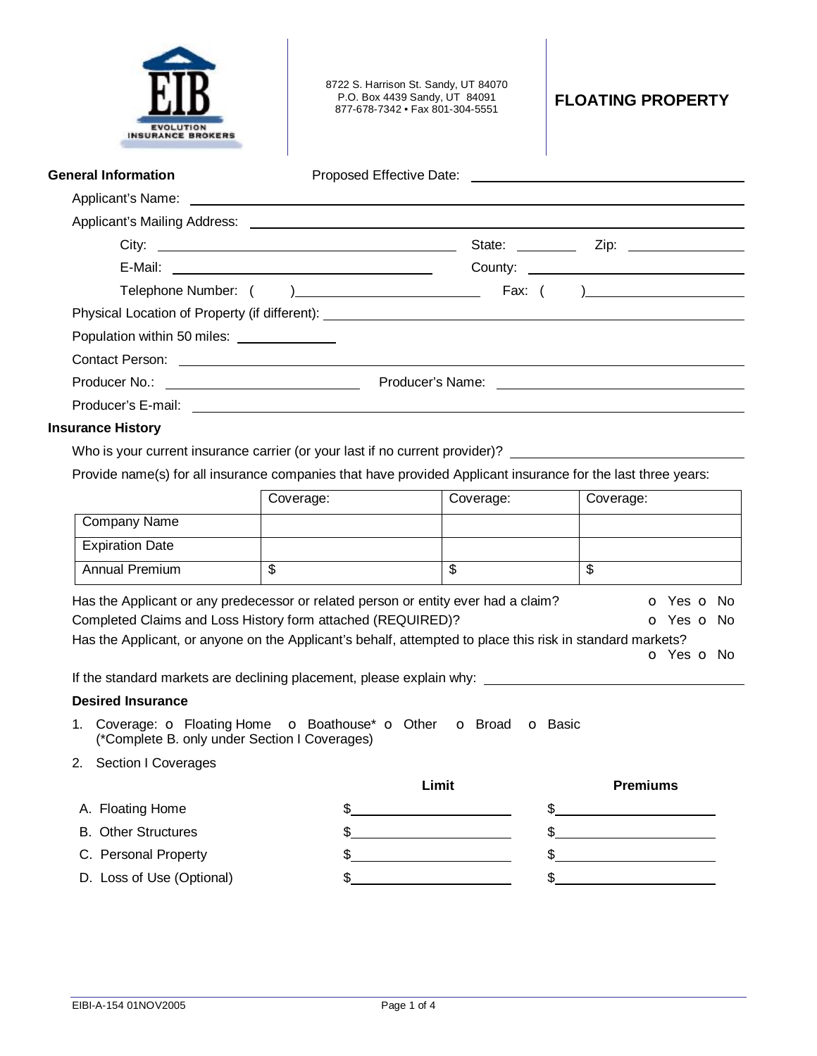EIB
EVOLUTION INSURANCE BROKERS

8722 S. Harrison St. Sandy, UT 84070
P.O. Box 4439 Sandy, UT 84091
877-678-7342 • Fax 801-304-5551

# FLOATING PROPERTY

**General Information** Proposed Effective Date: ______________________

Applicant's Name: ______________________

Applicant's Mailing Address: ______________________

City: ______________________ State: ________ Zip: ______________

E-Mail: ______________________ County: ______________________

Telephone Number: ( ) ______________________ Fax: ( ) ______________________

Physical Location of Property (if different): ______________________

Population within 50 miles: ______________

Contact Person: ______________________

Producer No.: ______________________ Producer's Name: ______________________

Producer's E-mail: ______________________

**Insurance History**

Who is your current insurance carrier (or your last if no current provider)? ______________________

Provide name(s) for all insurance companies that have provided Applicant insurance for the last three years:

| | Coverage: | Coverage: | Coverage: |
|---|---|---|---|
| Company Name | | | |
| Expiration Date | | | |
| Annual Premium | $ | $ | $ |

Has the Applicant or any predecessor or related person or entity ever had a claim? o Yes o No

Completed Claims and Loss History form attached (REQUIRED)? o Yes o No

Has the Applicant, or anyone on the Applicant's behalf, attempted to place this risk in standard markets? o Yes o No

If the standard markets are declining placement, please explain why: ______________________

**Desired Insurance**

1. Coverage: o Floating Home o Boathouse* o Other o Broad o Basic
   (*Complete B. only under Section I Coverages)
2. Section I Coverages

| | Limit | Premiums |
|---|---|---|
| A. Floating Home | $ | $ |
| B. Other Structures | $ | $ |
| C. Personal Property | $ | $ |
| D. Loss of Use (Optional) | $ | $ |

EIBI-A-154 01NOV2005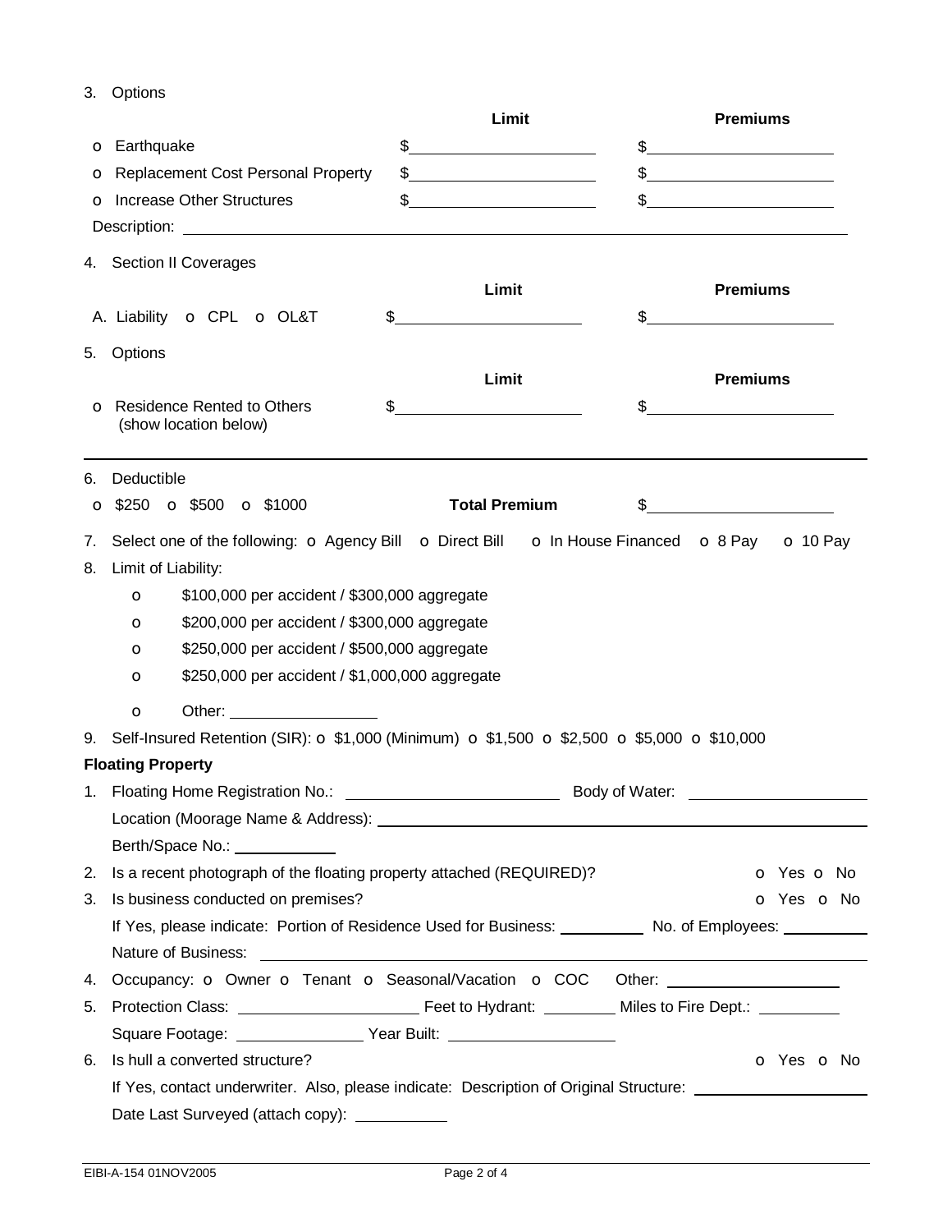3. Options

| | Limit | Premiums |
|---|---|---|
| o Earthquake | $__________ | $__________ |
| o Replacement Cost Personal Property | $__________ | $__________ |
| o Increase Other Structures | $__________ | $__________ |

Description: ____________________________________________

4. Section II Coverages

| | Limit | Premiums |
|---|---|---|
| A. Liability o CPL o OL&T | $__________ | $__________ |

5. Options

| | Limit | Premiums |
|---|---|---|
| o Residence Rented to Others (show location below) | $__________ | $__________ |

---

6. Deductible

o $250 o $500 o $1000 **Total Premium** $__________

7. Select one of the following: o Agency Bill o Direct Bill o In House Financed o 8 Pay o 10 Pay

8. Limit of Liability:
   - o $100,000 per accident / $300,000 aggregate
   - o $200,000 per accident / $300,000 aggregate
   - o $250,000 per accident / $500,000 aggregate
   - o $250,000 per accident / $1,000,000 aggregate
   - o Other: __________

9. Self-Insured Retention (SIR): o $1,000 (Minimum) o $1,500 o $2,500 o $5,000 o $10,000

**Floating Property**

1. Floating Home Registration No.: __________ Body of Water: __________
   Location (Moorage Name & Address): __________
   Berth/Space No.: __________
2. Is a recent photograph of the floating property attached (REQUIRED)? o Yes o No
3. Is business conducted on premises? o Yes o No
   If Yes, please indicate: Portion of Residence Used for Business: __________ No. of Employees: __________
   Nature of Business: __________
4. Occupancy: o Owner o Tenant o Seasonal/Vacation o COC Other: __________
5. Protection Class: __________ Feet to Hydrant: __________ Miles to Fire Dept.: __________
   Square Footage: __________ Year Built: __________
6. Is hull a converted structure? o Yes o No
   If Yes, contact underwriter. Also, please indicate: Description of Original Structure: __________
   Date Last Surveyed (attach copy): __________

EIBI-A-154 01NOV2005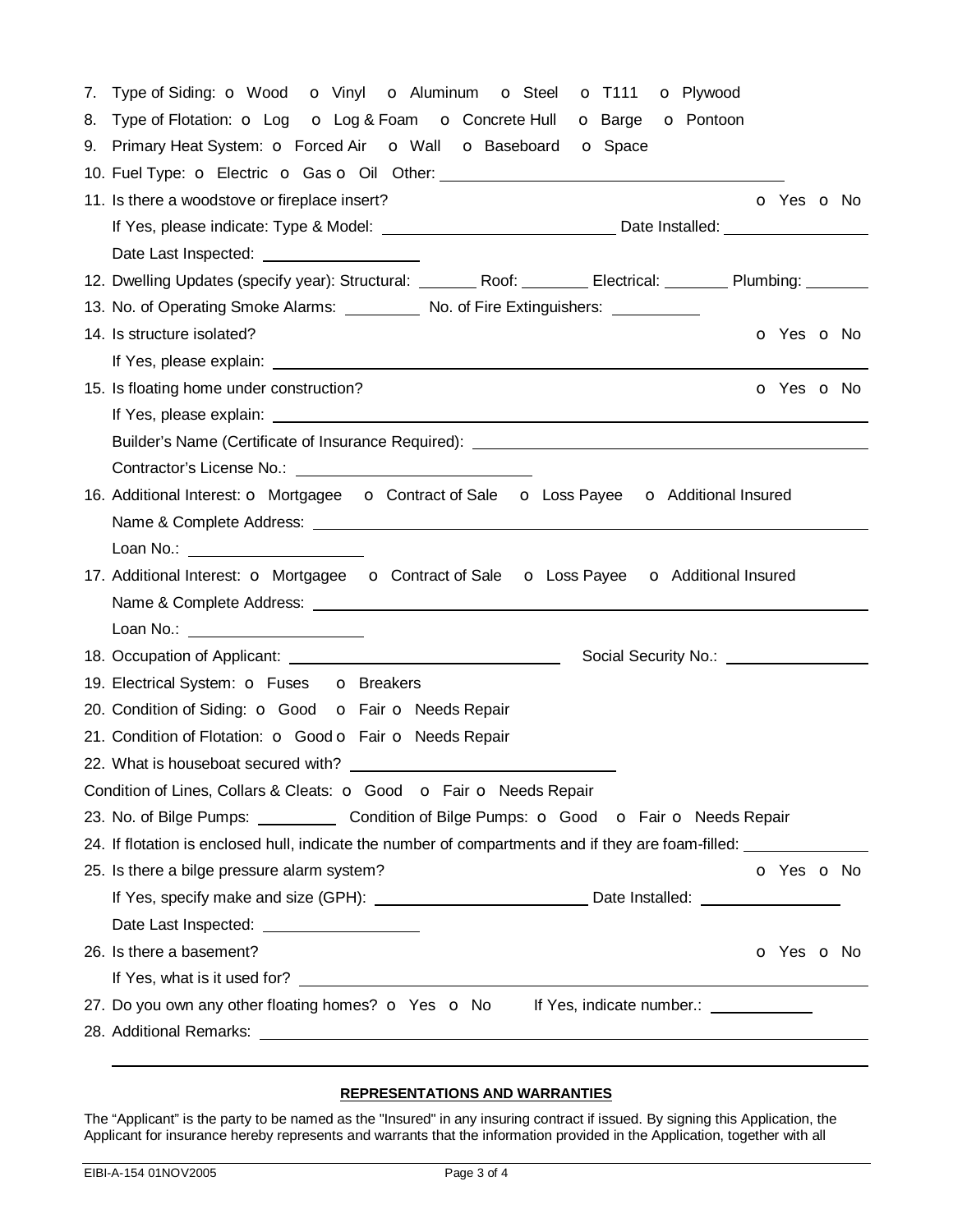7. Type of Siding: o Wood o Vinyl o Aluminum o Steel o T111 o Plywood
8. Type of Flotation: o Log o Log & Foam o Concrete Hull o Barge o Pontoon
9. Primary Heat System: o Forced Air o Wall o Baseboard o Space
10. Fuel Type: o Electric o Gas o Oil Other: ______________________________
11. Is there a woodstove or fireplace insert? o Yes o No

    If Yes, please indicate: Type & Model: ____________________ Date Installed: ______________

    Date Last Inspected: ______________
12. Dwelling Updates (specify year): Structural: ______ Roof: ______ Electrical: ______ Plumbing: ______
13. No. of Operating Smoke Alarms: ________ No. of Fire Extinguishers: ________
14. Is structure isolated? o Yes o No

    If Yes, please explain: ______________________________
15. Is floating home under construction? o Yes o No

    If Yes, please explain: ______________________________

    Builder's Name (Certificate of Insurance Required): ______________________________

    Contractor's License No.: ____________________
16. Additional Interest: o Mortgagee o Contract of Sale o Loss Payee o Additional Insured

    Name & Complete Address: ______________________________

    Loan No.: ______________
17. Additional Interest: o Mortgagee o Contract of Sale o Loss Payee o Additional Insured

    Name & Complete Address: ______________________________

    Loan No.: ______________
18. Occupation of Applicant: ____________________ Social Security No.: ______________
19. Electrical System: o Fuses o Breakers
20. Condition of Siding: o Good o Fair o Needs Repair
21. Condition of Flotation: o Good o Fair o Needs Repair
22. What is houseboat secured with? ____________________

Condition of Lines, Collars & Cleats: o Good o Fair o Needs Repair

23. No. of Bilge Pumps: ________ Condition of Bilge Pumps: o Good o Fair o Needs Repair
24. If flotation is enclosed hull, indicate the number of compartments and if they are foam-filled: ______________
25. Is there a bilge pressure alarm system? o Yes o No

    If Yes, specify make and size (GPH): ____________________ Date Installed: ______________

    Date Last Inspected: ______________
26. Is there a basement? o Yes o No

    If Yes, what is it used for? ______________________________
27. Do you own any other floating homes? o Yes o No If Yes, indicate number.: __________
28. Additional Remarks: ______________________________

______________________________

**REPRESENTATIONS AND WARRANTIES**

The "Applicant" is the party to be named as the "Insured" in any insuring contract if issued. By signing this Application, the Applicant for insurance hereby represents and warrants that the information provided in the Application, together with all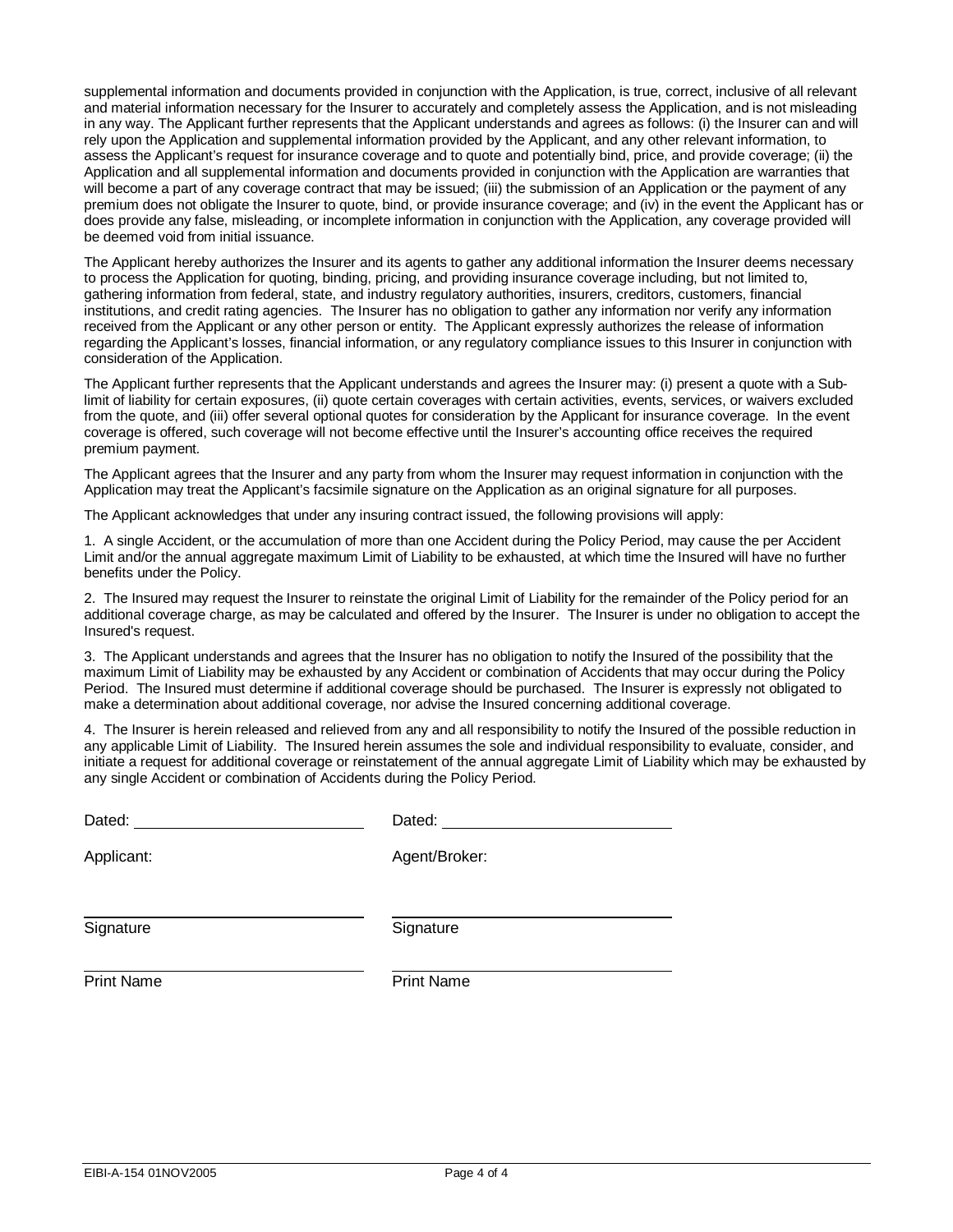supplemental information and documents provided in conjunction with the Application, is true, correct, inclusive of all relevant and material information necessary for the Insurer to accurately and completely assess the Application, and is not misleading in any way. The Applicant further represents that the Applicant understands and agrees as follows: (i) the Insurer can and will rely upon the Application and supplemental information provided by the Applicant, and any other relevant information, to assess the Applicant's request for insurance coverage and to quote and potentially bind, price, and provide coverage; (ii) the Application and all supplemental information and documents provided in conjunction with the Application are warranties that will become a part of any coverage contract that may be issued; (iii) the submission of an Application or the payment of any premium does not obligate the Insurer to quote, bind, or provide insurance coverage; and (iv) in the event the Applicant has or does provide any false, misleading, or incomplete information in conjunction with the Application, any coverage provided will be deemed void from initial issuance.

The Applicant hereby authorizes the Insurer and its agents to gather any additional information the Insurer deems necessary to process the Application for quoting, binding, pricing, and providing insurance coverage including, but not limited to, gathering information from federal, state, and industry regulatory authorities, insurers, creditors, customers, financial institutions, and credit rating agencies. The Insurer has no obligation to gather any information nor verify any information received from the Applicant or any other person or entity. The Applicant expressly authorizes the release of information regarding the Applicant's losses, financial information, or any regulatory compliance issues to this Insurer in conjunction with consideration of the Application.

The Applicant further represents that the Applicant understands and agrees the Insurer may: (i) present a quote with a Sub-limit of liability for certain exposures, (ii) quote certain coverages with certain activities, events, services, or waivers excluded from the quote, and (iii) offer several optional quotes for consideration by the Applicant for insurance coverage. In the event coverage is offered, such coverage will not become effective until the Insurer's accounting office receives the required premium payment.

The Applicant agrees that the Insurer and any party from whom the Insurer may request information in conjunction with the Application may treat the Applicant's facsimile signature on the Application as an original signature for all purposes.

The Applicant acknowledges that under any insuring contract issued, the following provisions will apply:

1. A single Accident, or the accumulation of more than one Accident during the Policy Period, may cause the per Accident Limit and/or the annual aggregate maximum Limit of Liability to be exhausted, at which time the Insured will have no further benefits under the Policy.

2. The Insured may request the Insurer to reinstate the original Limit of Liability for the remainder of the Policy period for an additional coverage charge, as may be calculated and offered by the Insurer. The Insurer is under no obligation to accept the Insured's request.

3. The Applicant understands and agrees that the Insurer has no obligation to notify the Insured of the possibility that the maximum Limit of Liability may be exhausted by any Accident or combination of Accidents that may occur during the Policy Period. The Insured must determine if additional coverage should be purchased. The Insurer is expressly not obligated to make a determination about additional coverage, nor advise the Insured concerning additional coverage.

4. The Insurer is herein released and relieved from any and all responsibility to notify the Insured of the possible reduction in any applicable Limit of Liability. The Insured herein assumes the sole and individual responsibility to evaluate, consider, and initiate a request for additional coverage or reinstatement of the annual aggregate Limit of Liability which may be exhausted by any single Accident or combination of Accidents during the Policy Period.

| | |
|---|---|
| Dated: ____________________ | Dated: ____________________ |
| Applicant: | Agent/Broker: |
| ____________________ | ____________________ |
| Signature | Signature |
| ____________________ | ____________________ |
| Print Name | Print Name |

EIBI-A-154 01NOV2005